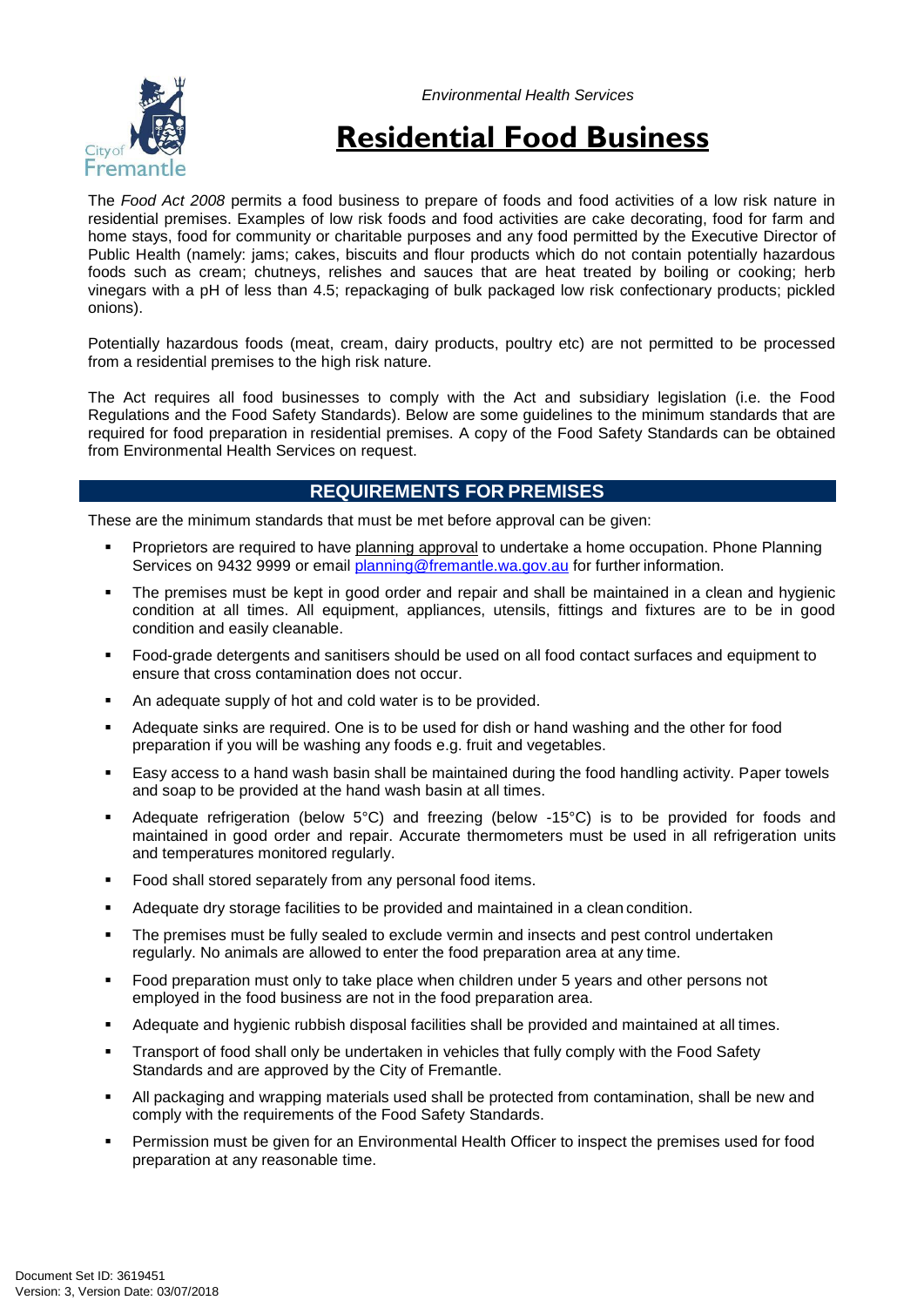*Environmental Health Services*

# Residential Food Business

The *Food Act 2008* permits a food business to prepare of foods and food activities of a low risk nature in residential premises. Examples of low risk foods and food activities are cake decorating, food for farm and home stays, food for community or charitable purposes and any food permitted by the Executive Director of Public Health (namely: jams; cakes, biscuits and flour products which do not contain potentially hazardous foods such as cream; chutneys, relishes and sauces that are heat treated by boiling or cooking; herb vinegars with a pH of less than 4.5; repackaging of bulk packaged low risk confectionary products; pickled onions).

Potentially hazardous foods (meat, cream, dairy products, poultry etc) are not permitted to be processed from a residential premises to the high risk nature.

The Act requires all food businesses to comply with the Act and subsidiary legislation (i.e. the Food Regulations and the Food Safety Standards). Below are some guidelines to the minimum standards that are required for food preparation in residential premises. A copy of the Food Safety Standards can be obtained from Environmental Health Services on request.

## REQUIREMENTS FOR PREMISES

These are the minimum standards that must be met before approval can be given:

- Proprietors are required to have planning approval to undertake a home occupation. Phone Planning Services on 9432 9999 or email planning@fremantle.wa.gov.au for further information.
- The premises must be kept in good order and repair and shall be maintained in a clean and hygienic condition at all times. All equipment, appliances, utensils, fittings and fixtures are to be in good condition and easily cleanable.
- Food-grade detergents and sanitisers should be used on all food contact surfaces and equipment to ensure that cross contamination does not occur.
- An adequate supply of hot and cold water is to be provided.
- Adequate sinks are required. One is to be used for dish or hand washing and the other for food preparation if you will be washing any foods e.g. fruit and vegetables.
- Easy access to a hand wash basin shall be maintained during the food handling activity. Paper towels and soap to be provided at the hand wash basin at all times.
- Adequate refrigeration (below 5°C) and freezing (below -15°C) is to be provided for foods and maintained in good order and repair. Accurate thermometers must be used in all refrigeration units and temperatures monitored regularly.
- Food shall stored separately from any personal food items.
- Adequate dry storage facilities to be provided and maintained in a clean condition.
- The premises must be fully sealed to exclude vermin and insects and pest control undertaken regularly. No animals are allowed to enter the food preparation area at any time.
- Food preparation must only to take place when children under 5 years and other persons not employed in the food business are not in the food preparation area.
- Adequate and hygienic rubbish disposal facilities shall be provided and maintained at all times.
- Transport of food shall only be undertaken in vehicles that fully comply with the Food Safety Standards and are approved by the City of Fremantle.
- All packaging and wrapping materials used shall be protected from contamination, shall be new and comply with the requirements of the Food Safety Standards.
- Permission must be given for an Environmental Health Officer to inspect the premises used for food preparation at any reasonable time.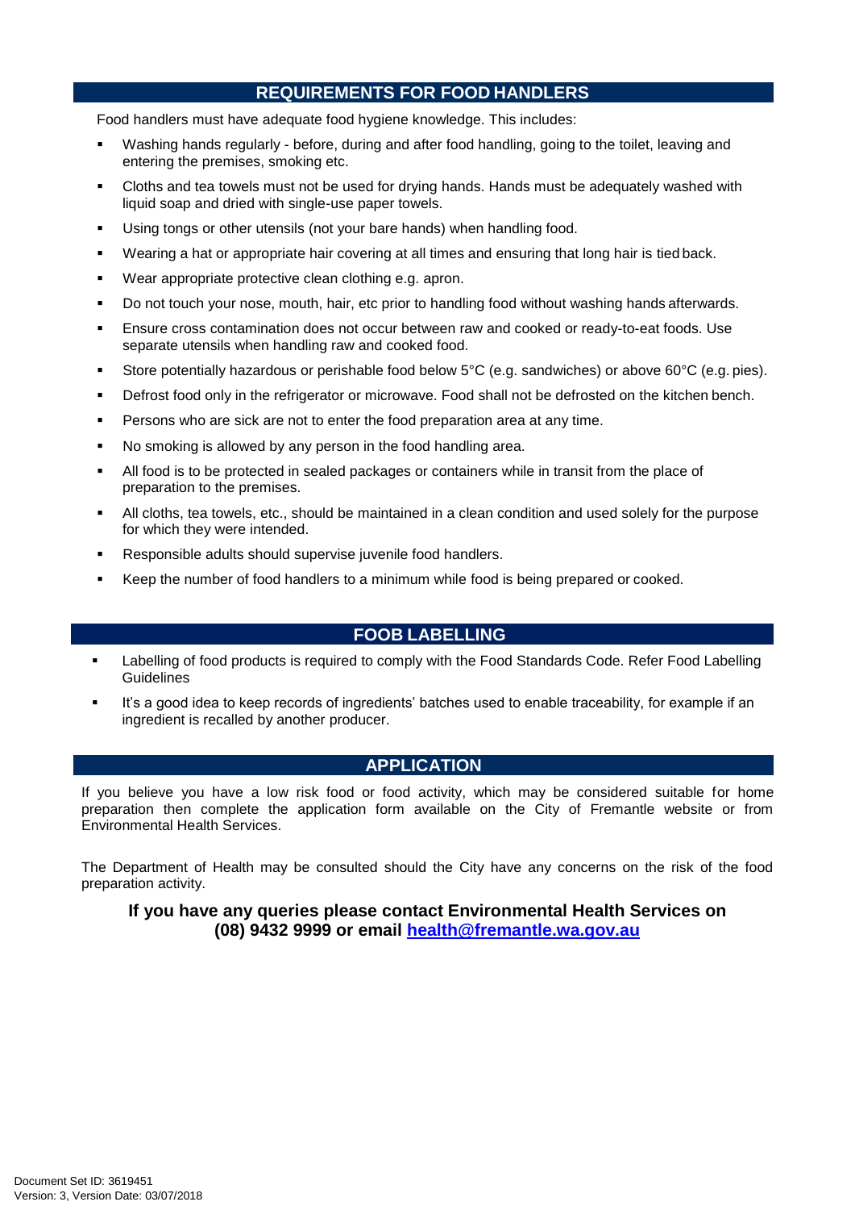## REQUIREMENTS FOR FOOD HANDLERS

Food handlers must have adequate food hygiene knowledge. This includes:

- Washing hands regularly - before, during and after food handling, going to the toilet, leaving and entering the premises, smoking etc.
- Cloths and tea towels must not be used for drying hands. Hands must be adequately washed with liquid soap and dried with single-use paper towels.
- Using tongs or other utensils (not your bare hands) when handling food.
- Wearing a hat or appropriate hair covering at all times and ensuring that long hair is tied back.
- Wear appropriate protective clean clothing e.g. apron.
- Do not touch your nose, mouth, hair, etc prior to handling food without washing hands afterwards.
- Ensure cross contamination does not occur between raw and cooked or ready-to-eat foods. Use separate utensils when handling raw and cooked food.
- Store potentially hazardous or perishable food below 5°C (e.g. sandwiches) or above 60°C (e.g. pies).
- Defrost food only in the refrigerator or microwave. Food shall not be defrosted on the kitchen bench.
- Persons who are sick are not to enter the food preparation area at any time.
- No smoking is allowed by any person in the food handling area.
- All food is to be protected in sealed packages or containers while in transit from the place of preparation to the premises.
- All cloths, tea towels, etc., should be maintained in a clean condition and used solely for the purpose for which they were intended.
- Responsible adults should supervise juvenile food handlers.
- Keep the number of food handlers to a minimum while food is being prepared or cooked.

## FOOB LABELLING

- Labelling of food products is required to comply with the Food Standards Code. Refer Food Labelling Guidelines
- It's a good idea to keep records of ingredients' batches used to enable traceability, for example if an ingredient is recalled by another producer.

## APPLICATION

If you believe you have a low risk food or food activity, which may be considered suitable for home preparation then complete the application form available on the City of Fremantle website or from Environmental Health Services.

The Department of Health may be consulted should the City have any concerns on the risk of the food preparation activity.

**If you have any queries please contact Environmental Health Services on (08) 9432 9999 or email [health@fremantle.wa.gov.au](mailto:health@fremantle.wa.gov.au)**

Document Set ID: 3619451
Version: 3, Version Date: 03/07/2018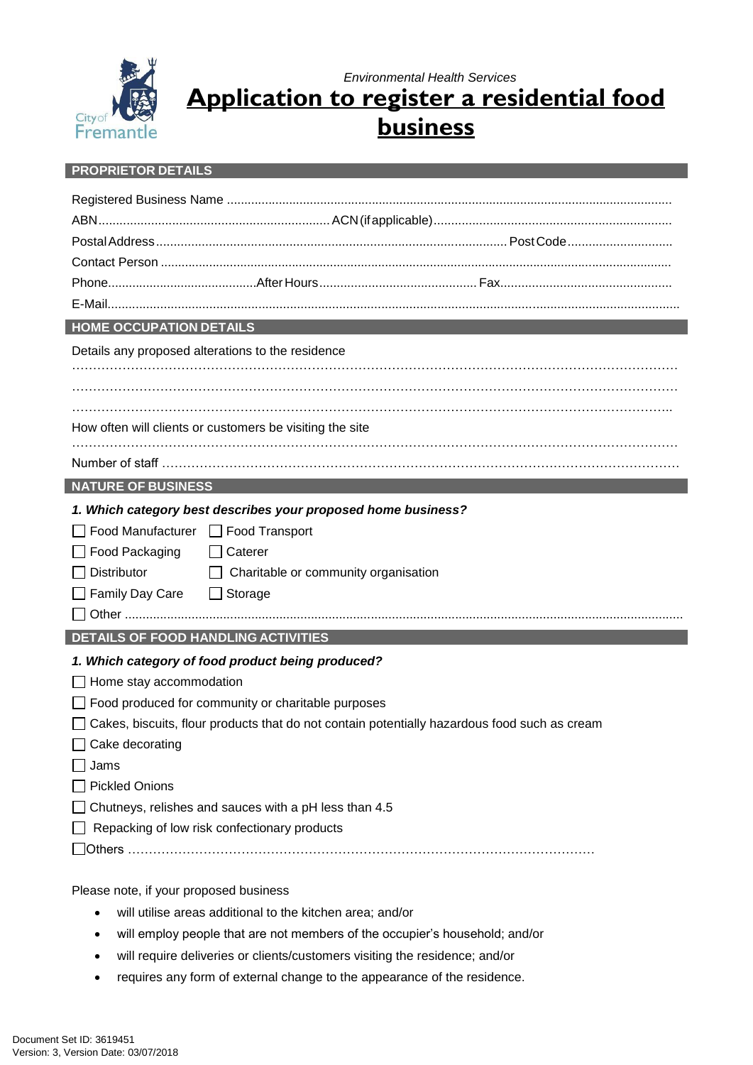*Environmental Health Services*

# Application to register a residential food business

## PROPRIETOR DETAILS

Registered Business Name ..........................................................................................................................

ABN.................................................................. ACN (if applicable)...................................................................

Postal Address.................................................................................................... Post Code..............................

Contact Person ................................................................................................................................................

Phone...........................................After Hours............................................. Fax.................................................

E-Mail.................................................................................................................................................................

## HOME OCCUPATION DETAILS

Details any proposed alterations to the residence

…………………………………………………………………………………………………………………………

…………………………………………………………………………………………………………………………

…………………………………………………………………………………………………………………………..

How often will clients or customers be visiting the site

…………………………………………………………………………………………………………………………

Number of staff ……………………………………………………………………………………………………………

## NATURE OF BUSINESS

***1. Which category best describes your proposed home business?***

- ☐ Food Manufacturer
- ☐ Food Transport
- ☐ Food Packaging
- ☐ Caterer
- ☐ Distributor
- ☐ Charitable or community organisation
- ☐ Family Day Care
- ☐ Storage
- ☐ Other ..........................................................................................................................................................

## DETAILS OF FOOD HANDLING ACTIVITIES

***1. Which category of food product being produced?***

- ☐ Home stay accommodation
- ☐ Food produced for community or charitable purposes
- ☐ Cakes, biscuits, flour products that do not contain potentially hazardous food such as cream
- ☐ Cake decorating
- ☐ Jams
- ☐ Pickled Onions
- ☐ Chutneys, relishes and sauces with a pH less than 4.5
- ☐ Repacking of low risk confectionary products
- ☐ Others …………………………………………………………………………………………………

Please note, if your proposed business

- will utilise areas additional to the kitchen area; and/or
- will employ people that are not members of the occupier's household; and/or
- will require deliveries or clients/customers visiting the residence; and/or
- requires any form of external change to the appearance of the residence.

Document Set ID: 3619451
Version: 3, Version Date: 03/07/2018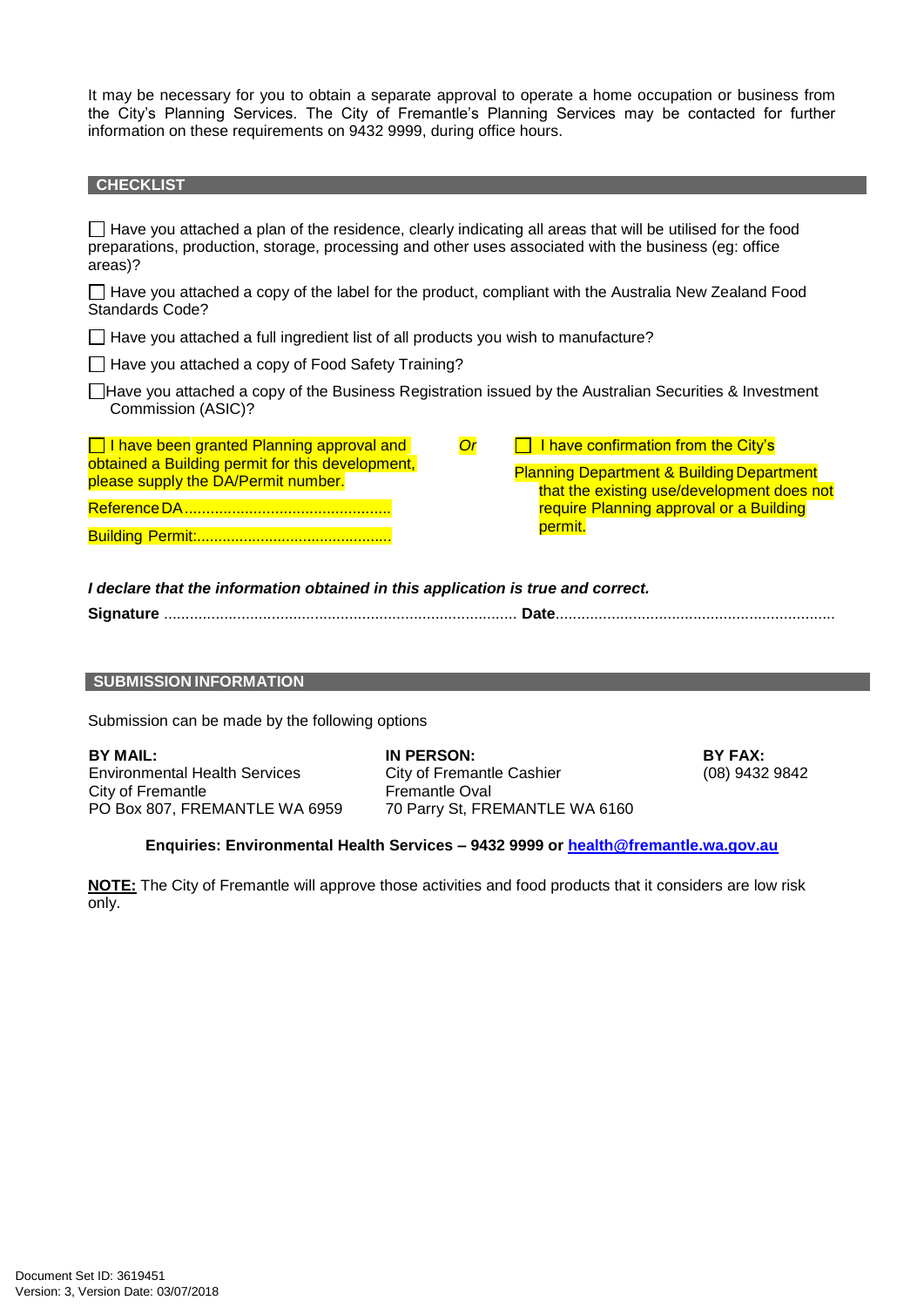It may be necessary for you to obtain a separate approval to operate a home occupation or business from the City's Planning Services. The City of Fremantle's Planning Services may be contacted for further information on these requirements on 9432 9999, during office hours.

## CHECKLIST

☐ Have you attached a plan of the residence, clearly indicating all areas that will be utilised for the food preparations, production, storage, processing and other uses associated with the business (eg: office areas)?

☐ Have you attached a copy of the label for the product, compliant with the Australia New Zealand Food Standards Code?

☐ Have you attached a full ingredient list of all products you wish to manufacture?

☐ Have you attached a copy of Food Safety Training?

☐ Have you attached a copy of the Business Registration issued by the Australian Securities & Investment Commission (ASIC)?

☐ I have been granted Planning approval and obtained a Building permit for this development, please supply the DA/Permit number.

Reference DA................................................

Building Permit:..............................................

*Or*

☐ I have confirmation from the City's Planning Department & Building Department that the existing use/development does not require Planning approval or a Building permit.

***I declare that the information obtained in this application is true and correct.***

**Signature** ................................................................................. **Date**................................................................

## SUBMISSION INFORMATION

Submission can be made by the following options

**BY MAIL:**
Environmental Health Services
City of Fremantle
PO Box 807, FREMANTLE WA 6959

**IN PERSON:**
City of Fremantle Cashier
Fremantle Oval
70 Parry St, FREMANTLE WA 6160

**BY FAX:**
(08) 9432 9842

**Enquiries: Environmental Health Services – 9432 9999 or health@fremantle.wa.gov.au**

**NOTE:** The City of Fremantle will approve those activities and food products that it considers are low risk only.

Document Set ID: 3619451
Version: 3, Version Date: 03/07/2018